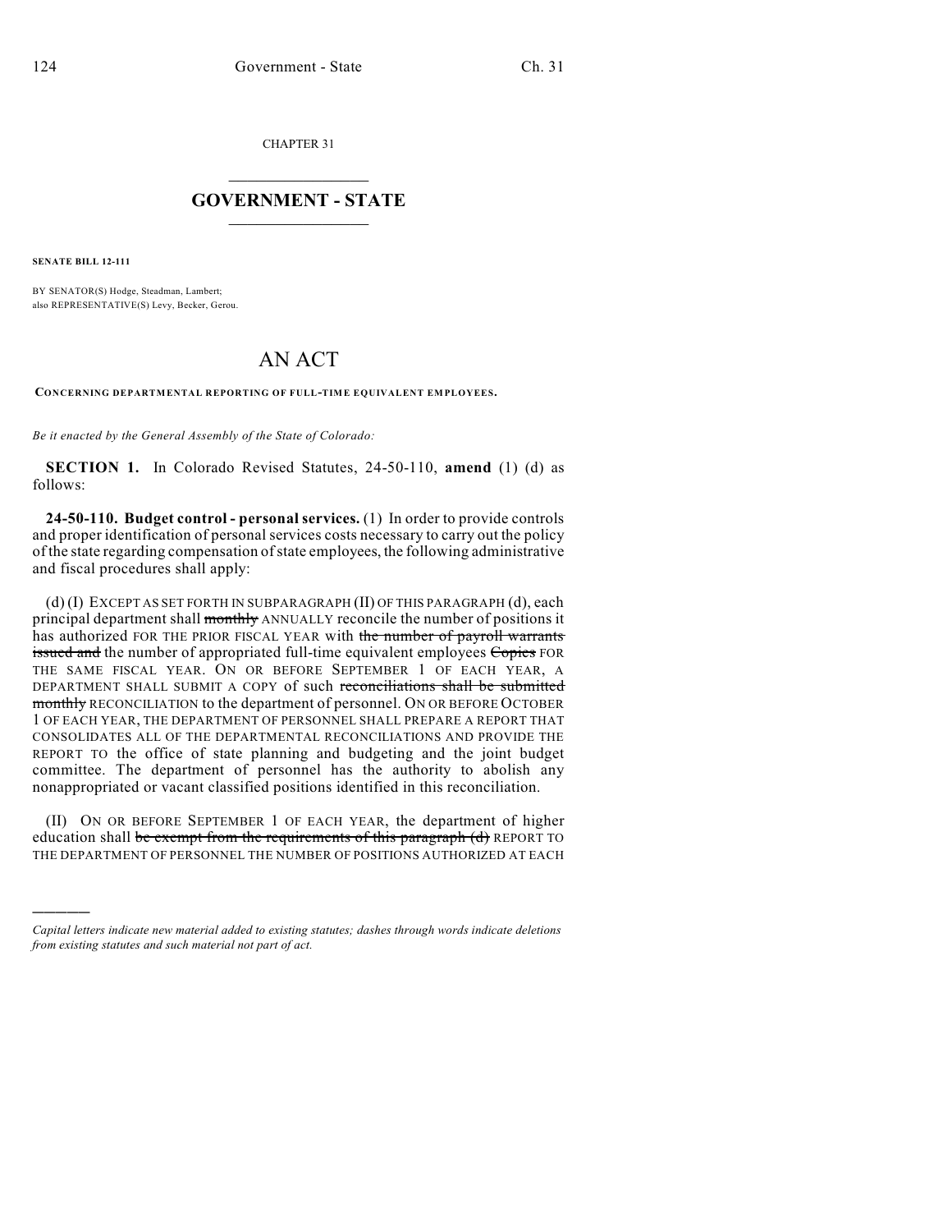CHAPTER 31

## GOVERNMENT - STATE

**SENATE BILL 12-111**

BY SENATOR(S) Hodge, Steadman, Lambert;
also REPRESENTATIVE(S) Levy, Becker, Gerou.

# AN ACT

**CONCERNING DEPARTMENTAL REPORTING OF FULL-TIME EQUIVALENT EMPLOYEES.**

*Be it enacted by the General Assembly of the State of Colorado:*

**SECTION 1.** In Colorado Revised Statutes, 24-50-110, **amend** (1) (d) as follows:

**24-50-110. Budget control - personal services.** (1) In order to provide controls and proper identification of personal services costs necessary to carry out the policy of the state regarding compensation of state employees, the following administrative and fiscal procedures shall apply:

(d) (I) EXCEPT AS SET FORTH IN SUBPARAGRAPH (II) OF THIS PARAGRAPH (d), each principal department shall ~~monthly~~ ANNUALLY reconcile the number of positions it has authorized FOR THE PRIOR FISCAL YEAR with ~~the number of payroll warrants issued and~~ the number of appropriated full-time equivalent employees ~~Copies~~ FOR THE SAME FISCAL YEAR. ON OR BEFORE SEPTEMBER 1 OF EACH YEAR, A DEPARTMENT SHALL SUBMIT A COPY of such ~~reconciliations shall be submitted monthly~~ RECONCILIATION to the department of personnel. ON OR BEFORE OCTOBER 1 OF EACH YEAR, THE DEPARTMENT OF PERSONNEL SHALL PREPARE A REPORT THAT CONSOLIDATES ALL OF THE DEPARTMENTAL RECONCILIATIONS AND PROVIDE THE REPORT TO the office of state planning and budgeting and the joint budget committee. The department of personnel has the authority to abolish any nonappropriated or vacant classified positions identified in this reconciliation.

(II) ON OR BEFORE SEPTEMBER 1 OF EACH YEAR, the department of higher education shall ~~be exempt from the requirements of this paragraph (d)~~ REPORT TO THE DEPARTMENT OF PERSONNEL THE NUMBER OF POSITIONS AUTHORIZED AT EACH

---

*Capital letters indicate new material added to existing statutes; dashes through words indicate deletions from existing statutes and such material not part of act.*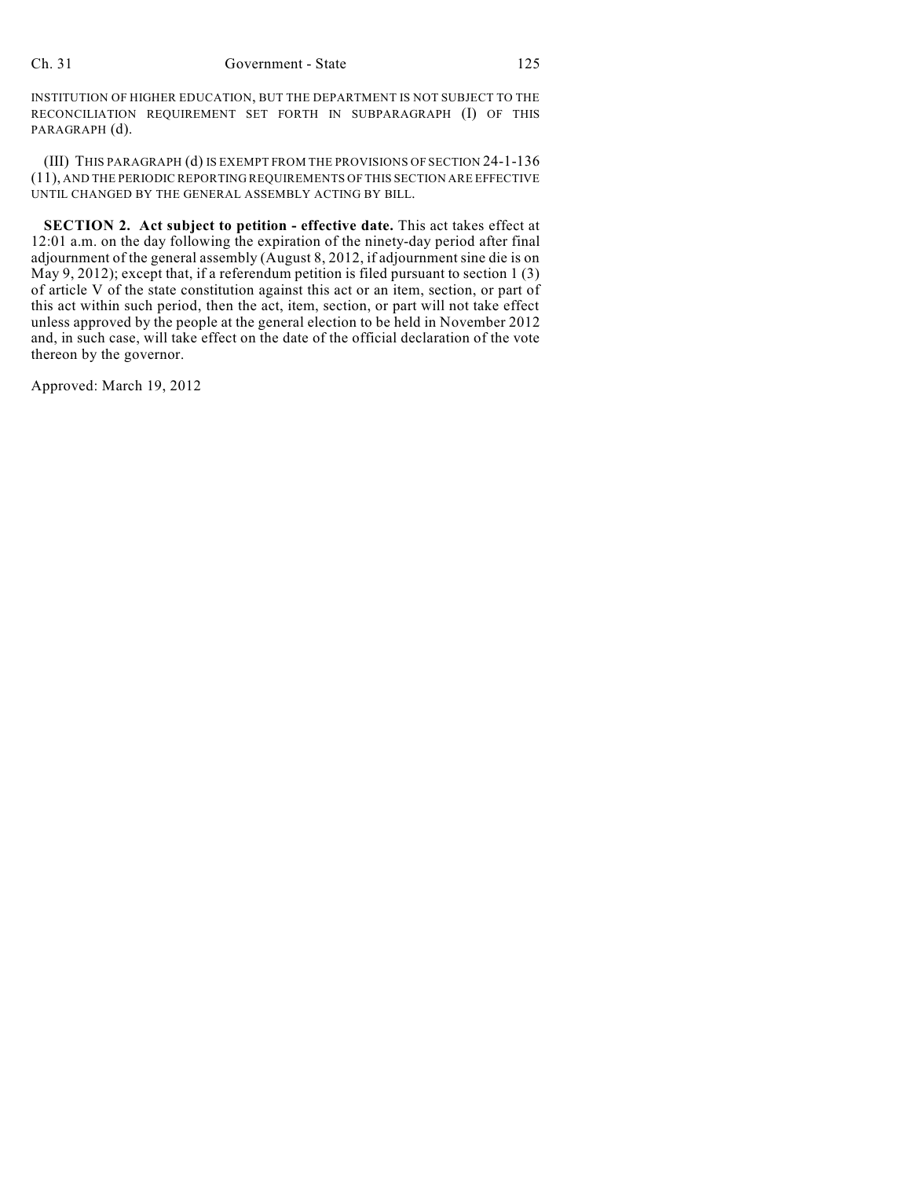INSTITUTION OF HIGHER EDUCATION, BUT THE DEPARTMENT IS NOT SUBJECT TO THE RECONCILIATION REQUIREMENT SET FORTH IN SUBPARAGRAPH (I) OF THIS PARAGRAPH (d).

(III) THIS PARAGRAPH (d) IS EXEMPT FROM THE PROVISIONS OF SECTION 24-1-136 (11), AND THE PERIODIC REPORTING REQUIREMENTS OF THIS SECTION ARE EFFECTIVE UNTIL CHANGED BY THE GENERAL ASSEMBLY ACTING BY BILL.

**SECTION 2. Act subject to petition - effective date.** This act takes effect at 12:01 a.m. on the day following the expiration of the ninety-day period after final adjournment of the general assembly (August 8, 2012, if adjournment sine die is on May 9, 2012); except that, if a referendum petition is filed pursuant to section 1 (3) of article V of the state constitution against this act or an item, section, or part of this act within such period, then the act, item, section, or part will not take effect unless approved by the people at the general election to be held in November 2012 and, in such case, will take effect on the date of the official declaration of the vote thereon by the governor.

Approved: March 19, 2012